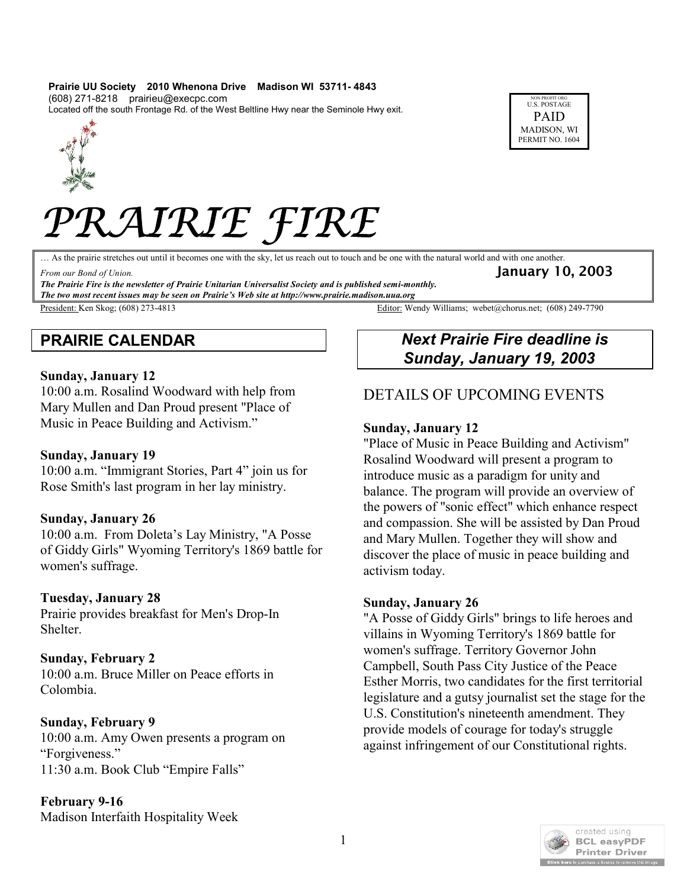**Prairie UU Society 2010 Whenona Drive Madison WI 53711- 4843**
(608) 271-8218 prairieu@execpc.com
Located off the south Frontage Rd. of the West Beltline Hwy near the Seminole Hwy exit.

NON PROFIT ORG
U.S. POSTAGE
PAID
MADISON, WI
PERMIT NO. 1604

# PRAIRIE FIRE

… As the prairie stretches out until it becomes one with the sky, let us reach out to touch and be one with the natural world and with one another.
*From our Bond of Union.*

**January 10, 2003**

***The Prairie Fire is the newsletter of Prairie Unitarian Universalist Society and is published semi-monthly.***
***The two most recent issues may be seen on Prairie's Web site at http://www.prairie.madison.uua.org***

President: Ken Skog; (608) 273-4813
Editor: Wendy Williams; webet@chorus.net; (608) 249-7790

## PRAIRIE CALENDAR

**Sunday, January 12**
10:00 a.m. Rosalind Woodward with help from Mary Mullen and Dan Proud present "Place of Music in Peace Building and Activism."

**Sunday, January 19**
10:00 a.m. "Immigrant Stories, Part 4" join us for Rose Smith's last program in her lay ministry.

**Sunday, January 26**
10:00 a.m. From Doleta's Lay Ministry, "A Posse of Giddy Girls" Wyoming Territory's 1869 battle for women's suffrage.

**Tuesday, January 28**
Prairie provides breakfast for Men's Drop-In Shelter.

**Sunday, February 2**
10:00 a.m. Bruce Miller on Peace efforts in Colombia.

**Sunday, February 9**
10:00 a.m. Amy Owen presents a program on "Forgiveness."
11:30 a.m. Book Club "Empire Falls"

**February 9-16**
Madison Interfaith Hospitality Week

## *Next Prairie Fire deadline is Sunday, January 19, 2003*

## DETAILS OF UPCOMING EVENTS

**Sunday, January 12**
"Place of Music in Peace Building and Activism" Rosalind Woodward will present a program to introduce music as a paradigm for unity and balance. The program will provide an overview of the powers of "sonic effect" which enhance respect and compassion. She will be assisted by Dan Proud and Mary Mullen. Together they will show and discover the place of music in peace building and activism today.

**Sunday, January 26**
"A Posse of Giddy Girls" brings to life heroes and villains in Wyoming Territory's 1869 battle for women's suffrage. Territory Governor John Campbell, South Pass City Justice of the Peace Esther Morris, two candidates for the first territorial legislature and a gutsy journalist set the stage for the U.S. Constitution's nineteenth amendment. They provide models of courage for today's struggle against infringement of our Constitutional rights.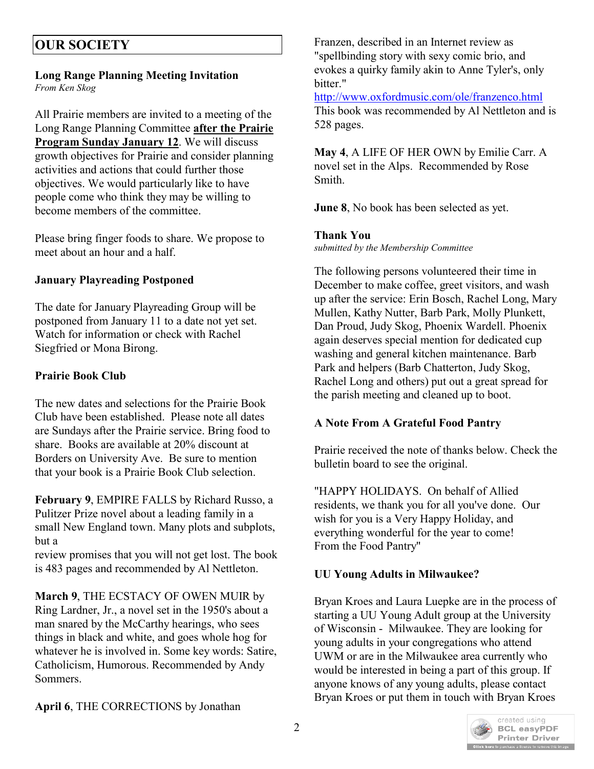# OUR SOCIETY

### Long Range Planning Meeting Invitation

*From Ken Skog*

All Prairie members are invited to a meeting of the Long Range Planning Committee **after the Prairie Program Sunday January 12**. We will discuss growth objectives for Prairie and consider planning activities and actions that could further those objectives. We would particularly like to have people come who think they may be willing to become members of the committee.

Please bring finger foods to share. We propose to meet about an hour and a half.

### January Playreading Postponed

The date for January Playreading Group will be postponed from January 11 to a date not yet set. Watch for information or check with Rachel Siegfried or Mona Birong.

### Prairie Book Club

The new dates and selections for the Prairie Book Club have been established. Please note all dates are Sundays after the Prairie service. Bring food to share. Books are available at 20% discount at Borders on University Ave. Be sure to mention that your book is a Prairie Book Club selection.

**February 9**, EMPIRE FALLS by Richard Russo, a Pulitzer Prize novel about a leading family in a small New England town. Many plots and subplots, but a review promises that you will not get lost. The book is 483 pages and recommended by Al Nettleton.

**March 9**, THE ECSTACY OF OWEN MUIR by Ring Lardner, Jr., a novel set in the 1950's about a man snared by the McCarthy hearings, who sees things in black and white, and goes whole hog for whatever he is involved in. Some key words: Satire, Catholicism, Humorous. Recommended by Andy Sommers.

**April 6**, THE CORRECTIONS by Jonathan Franzen, described in an Internet review as "spellbinding story with sexy comic brio, and evokes a quirky family akin to Anne Tyler's, only bitter."
http://www.oxfordmusic.com/ole/franzenco.html
This book was recommended by Al Nettleton and is 528 pages.

**May 4**, A LIFE OF HER OWN by Emilie Carr. A novel set in the Alps. Recommended by Rose Smith.

**June 8**, No book has been selected as yet.

### Thank You

*submitted by the Membership Committee*

The following persons volunteered their time in December to make coffee, greet visitors, and wash up after the service: Erin Bosch, Rachel Long, Mary Mullen, Kathy Nutter, Barb Park, Molly Plunkett, Dan Proud, Judy Skog, Phoenix Wardell. Phoenix again deserves special mention for dedicated cup washing and general kitchen maintenance. Barb Park and helpers (Barb Chatterton, Judy Skog, Rachel Long and others) put out a great spread for the parish meeting and cleaned up to boot.

### A Note From A Grateful Food Pantry

Prairie received the note of thanks below. Check the bulletin board to see the original.

"HAPPY HOLIDAYS. On behalf of Allied residents, we thank you for all you've done. Our wish for you is a Very Happy Holiday, and everything wonderful for the year to come!
From the Food Pantry"

### UU Young Adults in Milwaukee?

Bryan Kroes and Laura Luepke are in the process of starting a UU Young Adult group at the University of Wisconsin - Milwaukee. They are looking for young adults in your congregations who attend UWM or are in the Milwaukee area currently who would be interested in being a part of this group. If anyone knows of any young adults, please contact Bryan Kroes or put them in touch with Bryan Kroes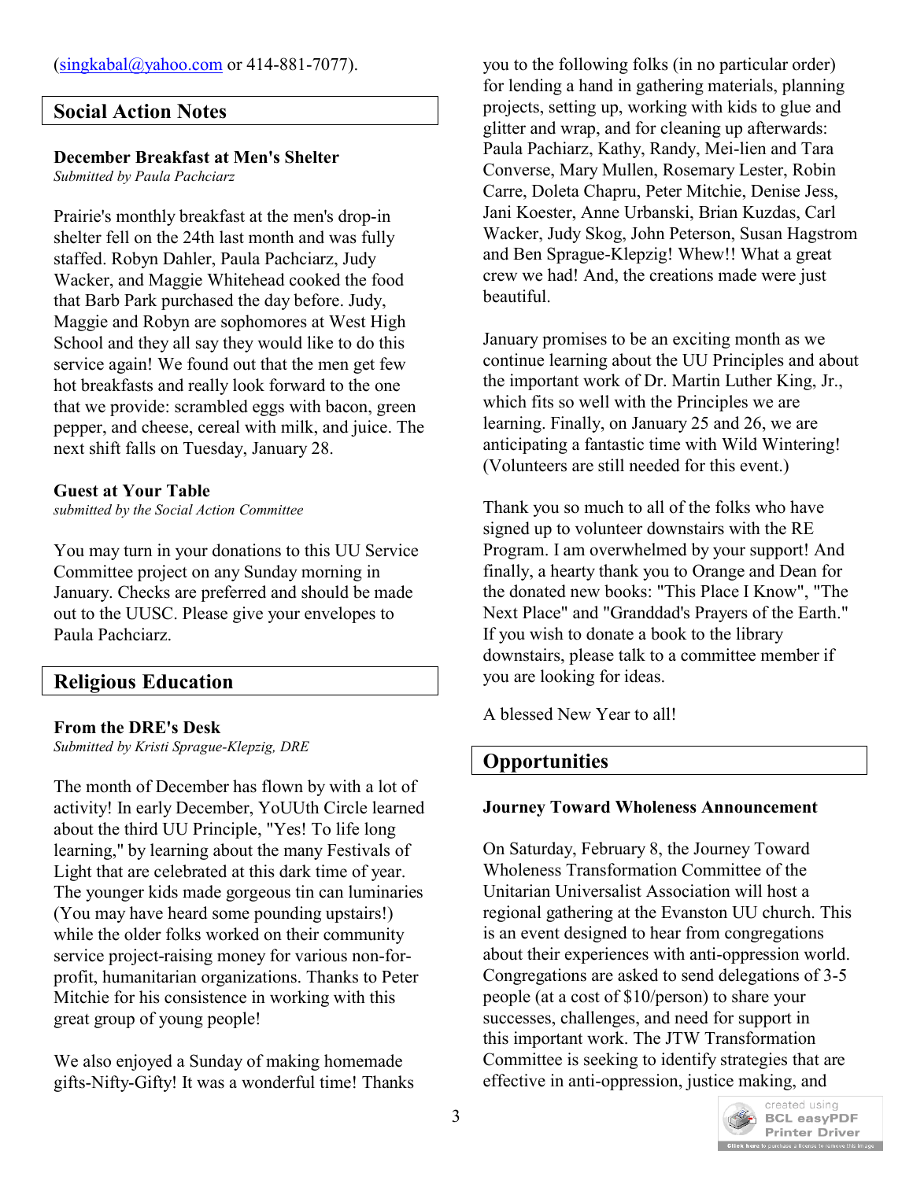([singkabal@yahoo.com](mailto:singkabal@yahoo.com) or 414-881-7077).

## Social Action Notes

**December Breakfast at Men's Shelter**
*Submitted by Paula Pachciarz*

Prairie's monthly breakfast at the men's drop-in shelter fell on the 24th last month and was fully staffed. Robyn Dahler, Paula Pachciarz, Judy Wacker, and Maggie Whitehead cooked the food that Barb Park purchased the day before. Judy, Maggie and Robyn are sophomores at West High School and they all say they would like to do this service again! We found out that the men get few hot breakfasts and really look forward to the one that we provide: scrambled eggs with bacon, green pepper, and cheese, cereal with milk, and juice. The next shift falls on Tuesday, January 28.

**Guest at Your Table**
*submitted by the Social Action Committee*

You may turn in your donations to this UU Service Committee project on any Sunday morning in January. Checks are preferred and should be made out to the UUSC. Please give your envelopes to Paula Pachciarz.

## Religious Education

**From the DRE's Desk**
*Submitted by Kristi Sprague-Klepzig, DRE*

The month of December has flown by with a lot of activity! In early December, YoUUth Circle learned about the third UU Principle, "Yes! To life long learning," by learning about the many Festivals of Light that are celebrated at this dark time of year. The younger kids made gorgeous tin can luminaries (You may have heard some pounding upstairs!) while the older folks worked on their community service project-raising money for various non-for-profit, humanitarian organizations. Thanks to Peter Mitchie for his consistence in working with this great group of young people!

We also enjoyed a Sunday of making homemade gifts-Nifty-Gifty! It was a wonderful time! Thank you to the following folks (in no particular order) for lending a hand in gathering materials, planning projects, setting up, working with kids to glue and glitter and wrap, and for cleaning up afterwards: Paula Pachiarz, Kathy, Randy, Mei-lien and Tara Converse, Mary Mullen, Rosemary Lester, Robin Carre, Doleta Chapru, Peter Mitchie, Denise Jess, Jani Koester, Anne Urbanski, Brian Kuzdas, Carl Wacker, Judy Skog, John Peterson, Susan Hagstrom and Ben Sprague-Klepzig! Whew!! What a great crew we had! And, the creations made were just beautiful.

January promises to be an exciting month as we continue learning about the UU Principles and about the important work of Dr. Martin Luther King, Jr., which fits so well with the Principles we are learning. Finally, on January 25 and 26, we are anticipating a fantastic time with Wild Wintering! (Volunteers are still needed for this event.)

Thank you so much to all of the folks who have signed up to volunteer downstairs with the RE Program. I am overwhelmed by your support! And finally, a hearty thank you to Orange and Dean for the donated new books: "This Place I Know", "The Next Place" and "Granddad's Prayers of the Earth." If you wish to donate a book to the library downstairs, please talk to a committee member if you are looking for ideas.

A blessed New Year to all!

## Opportunities

**Journey Toward Wholeness Announcement**

On Saturday, February 8, the Journey Toward Wholeness Transformation Committee of the Unitarian Universalist Association will host a regional gathering at the Evanston UU church. This is an event designed to hear from congregations about their experiences with anti-oppression world. Congregations are asked to send delegations of 3-5 people (at a cost of $10/person) to share your successes, challenges, and need for support in this important work. The JTW Transformation Committee is seeking to identify strategies that are effective in anti-oppression, justice making, and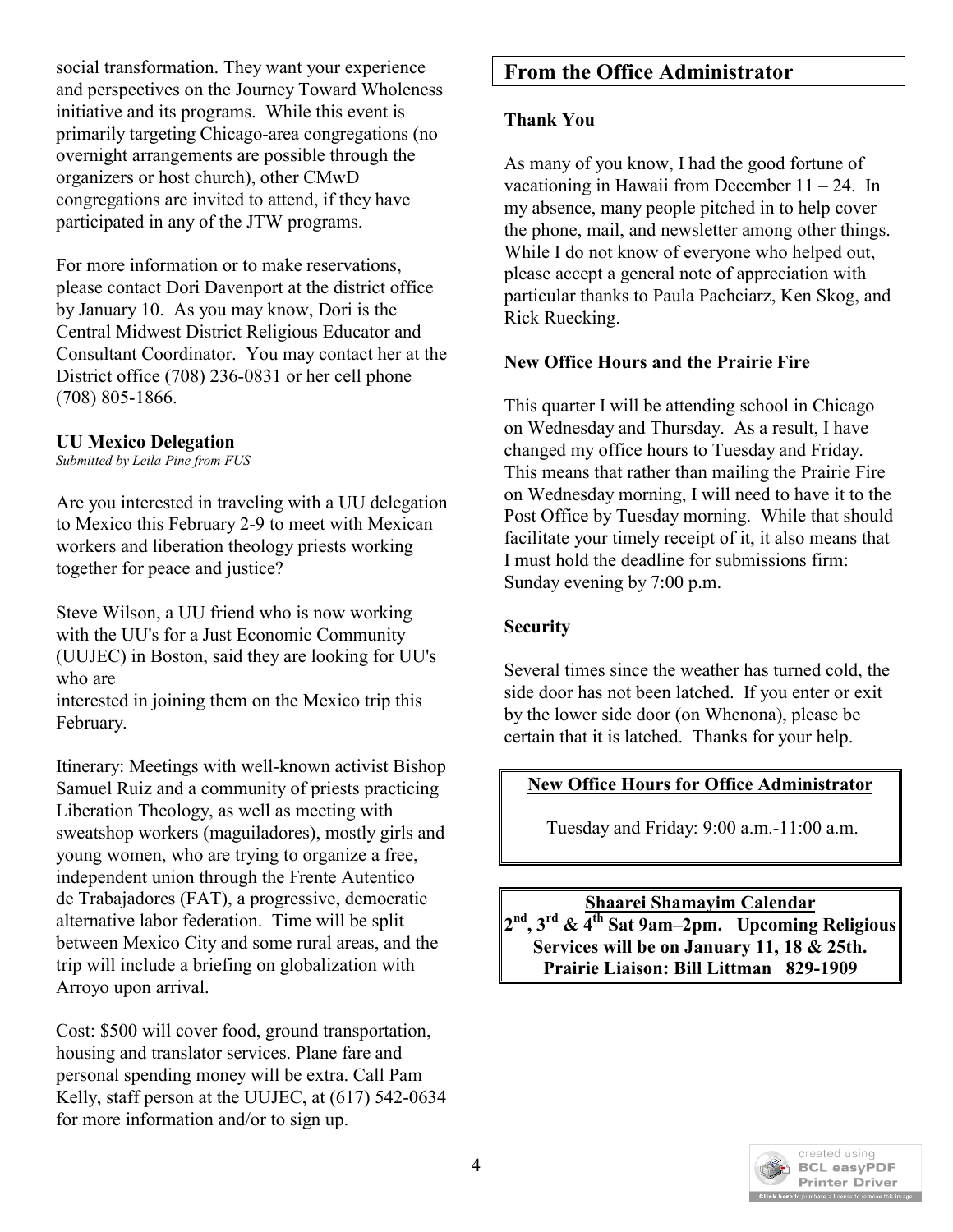social transformation. They want your experience and perspectives on the Journey Toward Wholeness initiative and its programs. While this event is primarily targeting Chicago-area congregations (no overnight arrangements are possible through the organizers or host church), other CMwD congregations are invited to attend, if they have participated in any of the JTW programs.

For more information or to make reservations, please contact Dori Davenport at the district office by January 10. As you may know, Dori is the Central Midwest District Religious Educator and Consultant Coordinator. You may contact her at the District office (708) 236-0831 or her cell phone (708) 805-1866.

**UU Mexico Delegation**
*Submitted by Leila Pine from FUS*

Are you interested in traveling with a UU delegation to Mexico this February 2-9 to meet with Mexican workers and liberation theology priests working together for peace and justice?

Steve Wilson, a UU friend who is now working with the UU's for a Just Economic Community (UUJEC) in Boston, said they are looking for UU's who are
interested in joining them on the Mexico trip this February.

Itinerary: Meetings with well-known activist Bishop Samuel Ruiz and a community of priests practicing Liberation Theology, as well as meeting with sweatshop workers (maguiladores), mostly girls and young women, who are trying to organize a free, independent union through the Frente Autentico de Trabajadores (FAT), a progressive, democratic alternative labor federation. Time will be split between Mexico City and some rural areas, and the trip will include a briefing on globalization with Arroyo upon arrival.

Cost: $500 will cover food, ground transportation, housing and translator services. Plane fare and personal spending money will be extra. Call Pam Kelly, staff person at the UUJEC, at (617) 542-0634 for more information and/or to sign up.

## From the Office Administrator

**Thank You**

As many of you know, I had the good fortune of vacationing in Hawaii from December 11 – 24. In my absence, many people pitched in to help cover the phone, mail, and newsletter among other things. While I do not know of everyone who helped out, please accept a general note of appreciation with particular thanks to Paula Pachciarz, Ken Skog, and Rick Ruecking.

**New Office Hours and the Prairie Fire**

This quarter I will be attending school in Chicago on Wednesday and Thursday. As a result, I have changed my office hours to Tuesday and Friday. This means that rather than mailing the Prairie Fire on Wednesday morning, I will need to have it to the Post Office by Tuesday morning. While that should facilitate your timely receipt of it, it also means that I must hold the deadline for submissions firm: Sunday evening by 7:00 p.m.

**Security**

Several times since the weather has turned cold, the side door has not been latched. If you enter or exit by the lower side door (on Whenona), please be certain that it is latched. Thanks for your help.

**New Office Hours for Office Administrator**

Tuesday and Friday: 9:00 a.m.-11:00 a.m.

**Shaarei Shamayim Calendar**
**2nd, 3rd & 4th Sat 9am–2pm. Upcoming Religious Services will be on January 11, 18 & 25th.**
**Prairie Liaison: Bill Littman 829-1909**